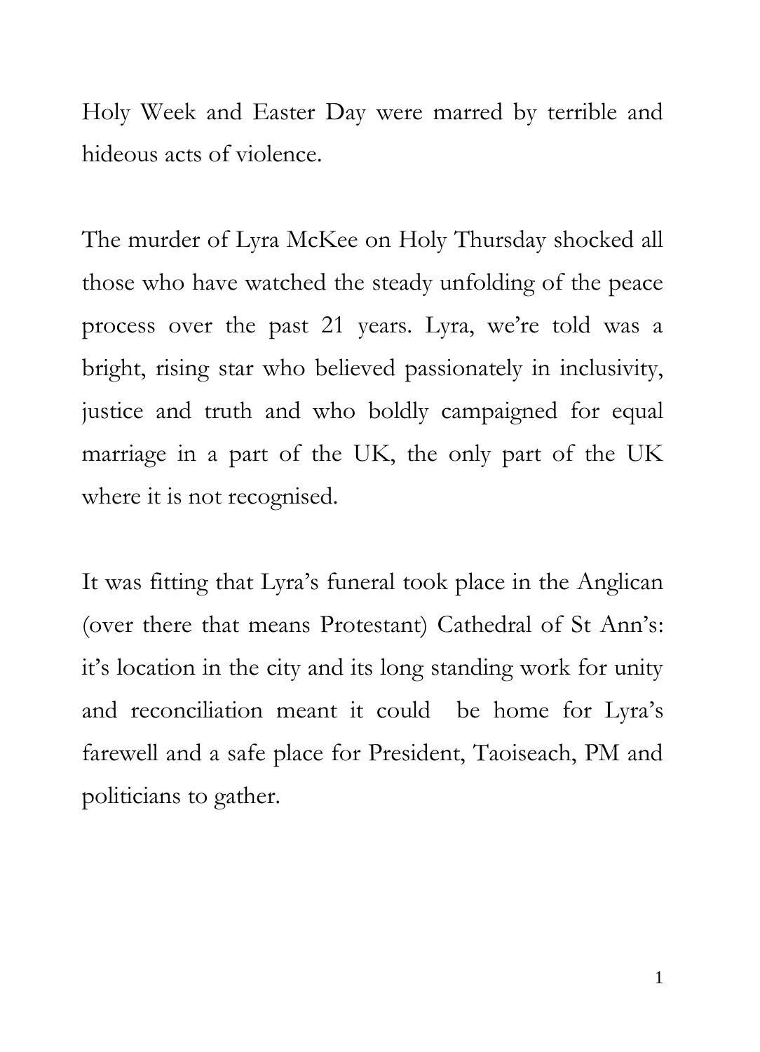Holy Week and Easter Day were marred by terrible and hideous acts of violence.

The murder of Lyra McKee on Holy Thursday shocked all those who have watched the steady unfolding of the peace process over the past 21 years. Lyra, we're told was a bright, rising star who believed passionately in inclusivity, justice and truth and who boldly campaigned for equal marriage in a part of the UK, the only part of the UK where it is not recognised.

It was fitting that Lyra's funeral took place in the Anglican (over there that means Protestant) Cathedral of St Ann's: it's location in the city and its long standing work for unity and reconciliation meant it could be home for Lyra's farewell and a safe place for President, Taoiseach, PM and politicians to gather.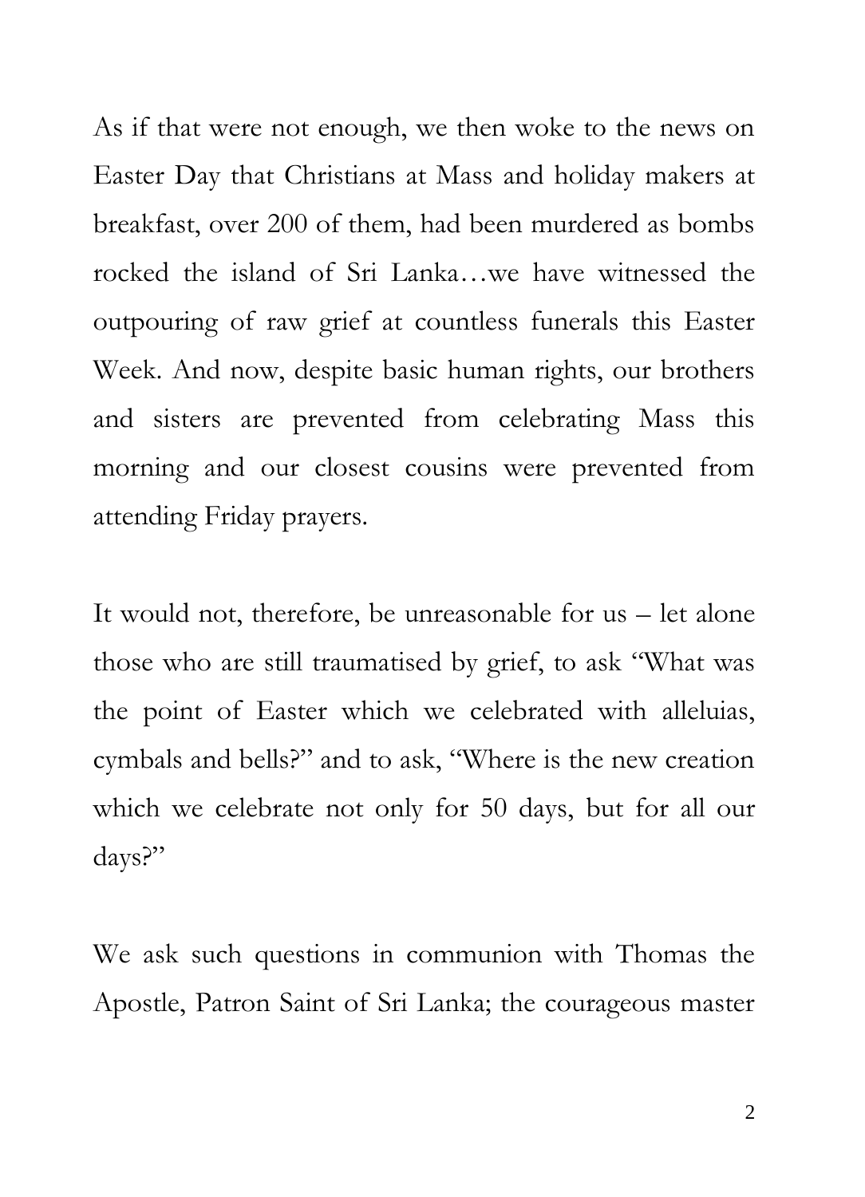As if that were not enough, we then woke to the news on Easter Day that Christians at Mass and holiday makers at breakfast, over 200 of them, had been murdered as bombs rocked the island of Sri Lanka…we have witnessed the outpouring of raw grief at countless funerals this Easter Week. And now, despite basic human rights, our brothers and sisters are prevented from celebrating Mass this morning and our closest cousins were prevented from attending Friday prayers.

It would not, therefore, be unreasonable for us – let alone those who are still traumatised by grief, to ask "What was the point of Easter which we celebrated with alleluias, cymbals and bells?" and to ask, "Where is the new creation which we celebrate not only for 50 days, but for all our days?"

We ask such questions in communion with Thomas the Apostle, Patron Saint of Sri Lanka; the courageous master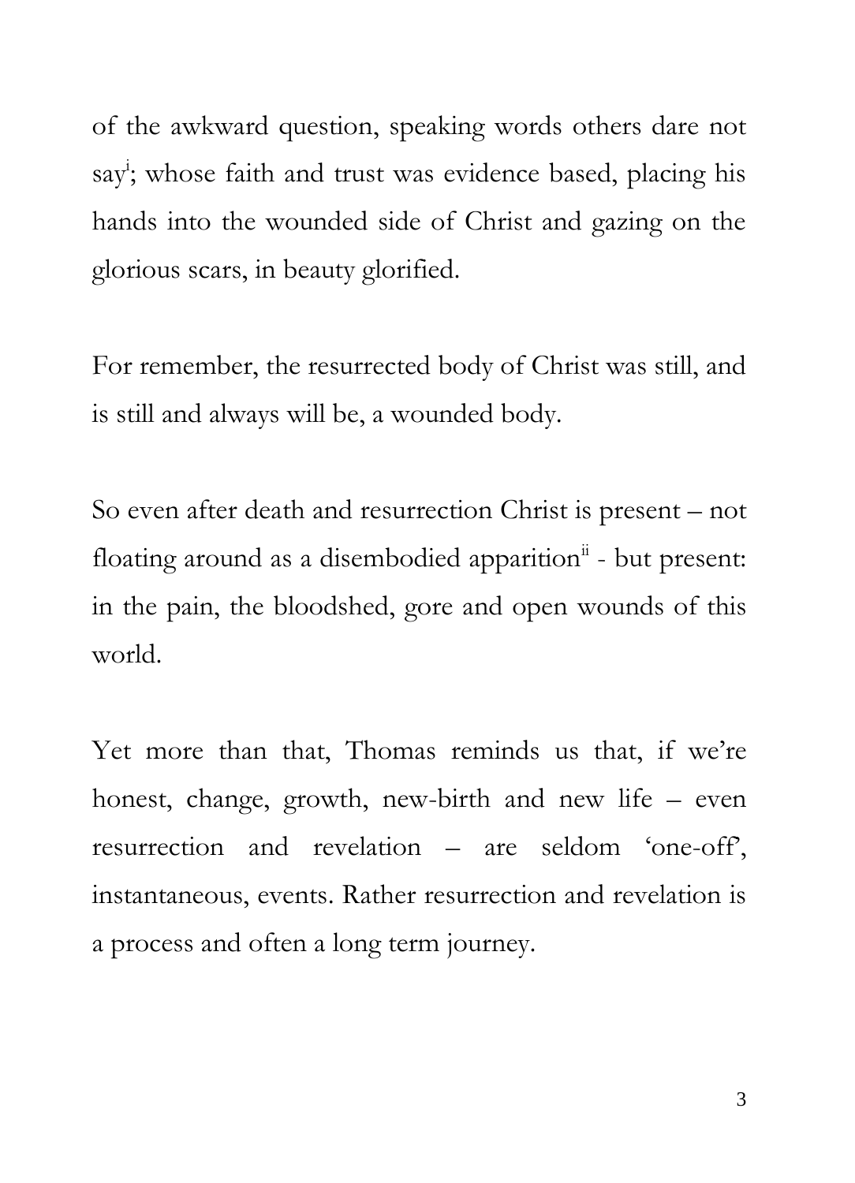of the awkward question, speaking words others dare not say[i]; whose faith and trust was evidence based, placing his hands into the wounded side of Christ and gazing on the glorious scars, in beauty glorified.

For remember, the resurrected body of Christ was still, and is still and always will be, a wounded body.

So even after death and resurrection Christ is present – not floating around as a disembodied apparition[ii] - but present: in the pain, the bloodshed, gore and open wounds of this world.

Yet more than that, Thomas reminds us that, if we're honest, change, growth, new-birth and new life – even resurrection and revelation – are seldom 'one-off', instantaneous, events. Rather resurrection and revelation is a process and often a long term journey.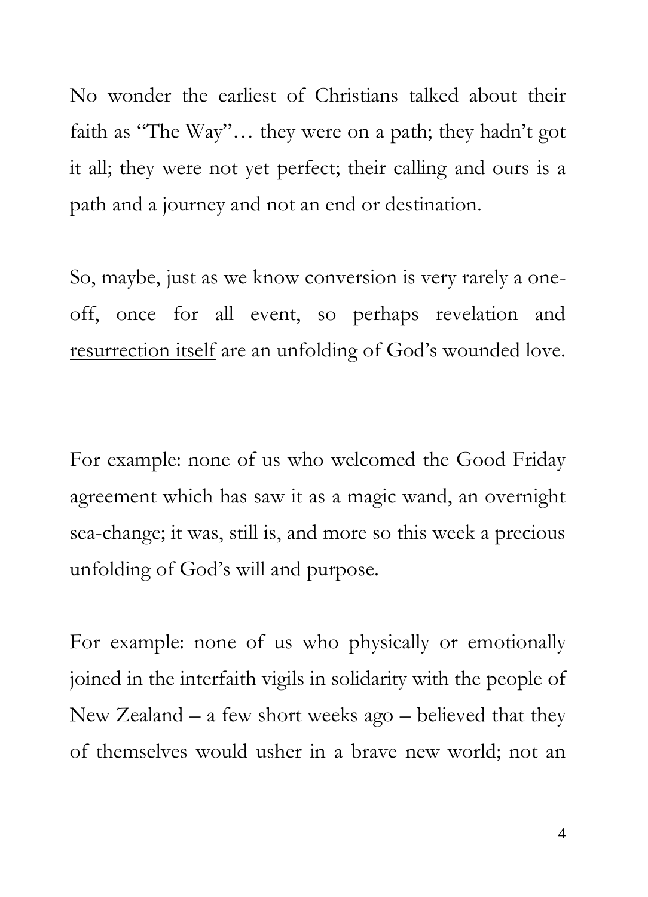No wonder the earliest of Christians talked about their faith as "The Way"… they were on a path; they hadn't got it all; they were not yet perfect; their calling and ours is a path and a journey and not an end or destination.

So, maybe, just as we know conversion is very rarely a one-off, once for all event, so perhaps revelation and <u>resurrection itself</u> are an unfolding of God's wounded love.

For example: none of us who welcomed the Good Friday agreement which has saw it as a magic wand, an overnight sea-change; it was, still is, and more so this week a precious unfolding of God's will and purpose.

For example: none of us who physically or emotionally joined in the interfaith vigils in solidarity with the people of New Zealand – a few short weeks ago – believed that they of themselves would usher in a brave new world; not an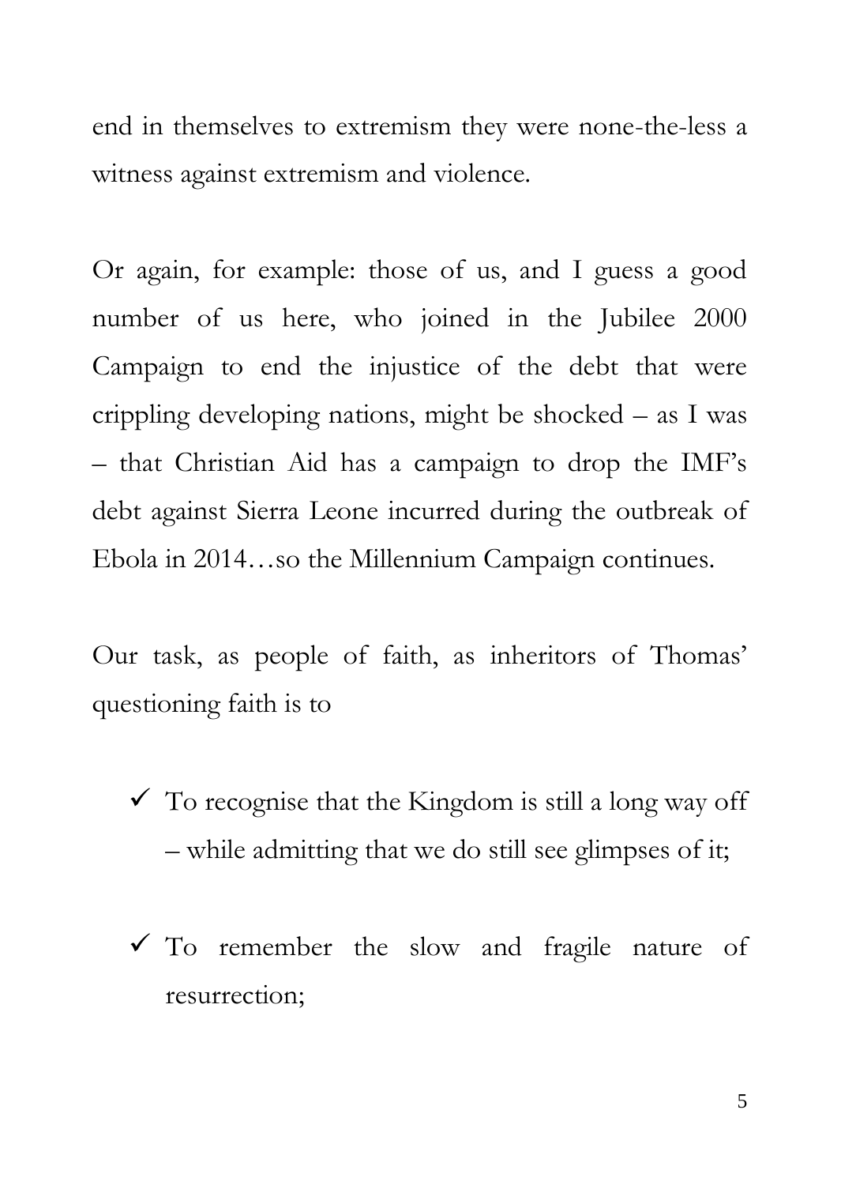end in themselves to extremism they were none-the-less a witness against extremism and violence.

Or again, for example: those of us, and I guess a good number of us here, who joined in the Jubilee 2000 Campaign to end the injustice of the debt that were crippling developing nations, might be shocked – as I was – that Christian Aid has a campaign to drop the IMF's debt against Sierra Leone incurred during the outbreak of Ebola in 2014…so the Millennium Campaign continues.

Our task, as people of faith, as inheritors of Thomas' questioning faith is to

- ✓ To recognise that the Kingdom is still a long way off – while admitting that we do still see glimpses of it;
- ✓ To remember the slow and fragile nature of resurrection;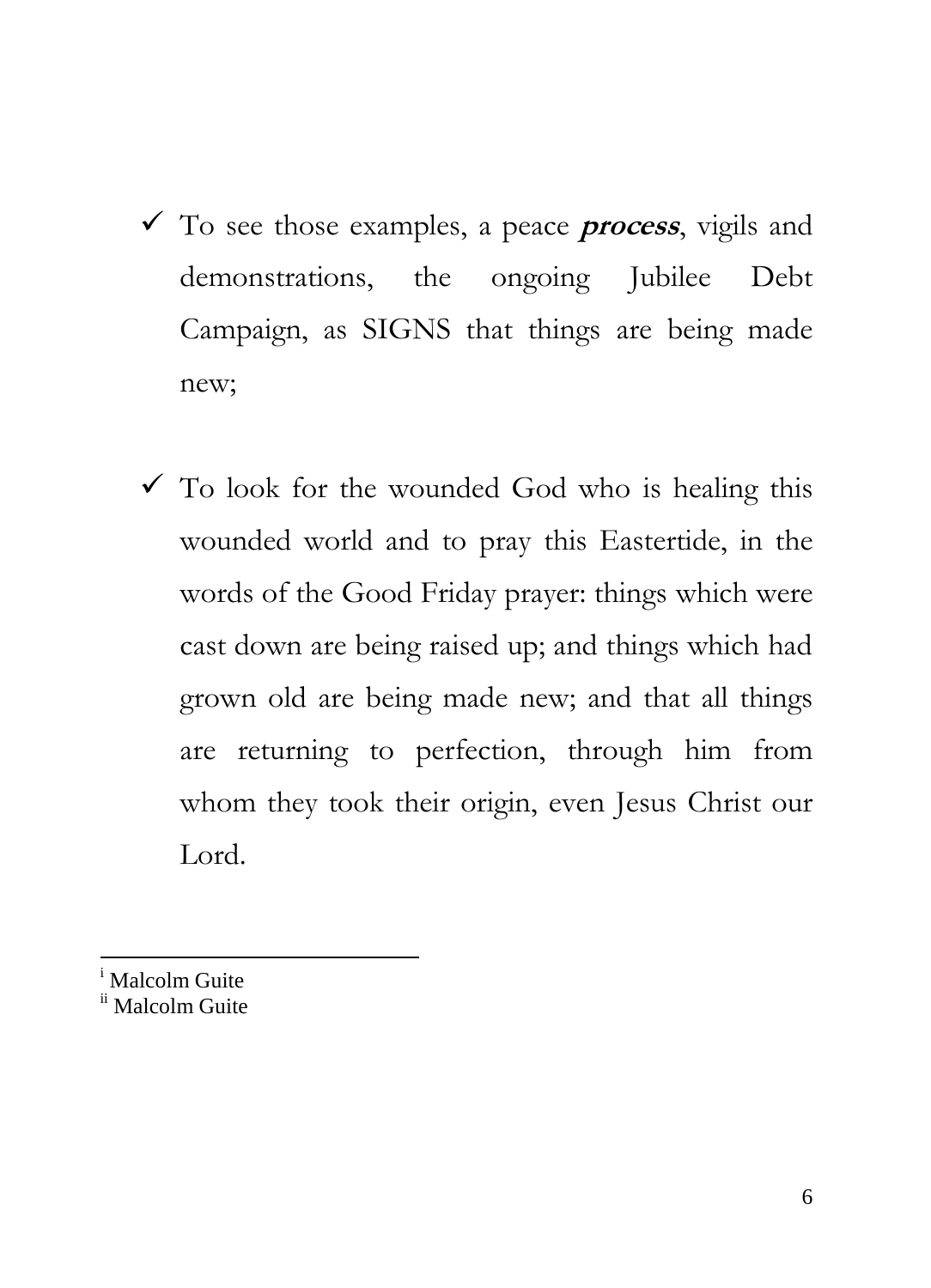- ✓ To see those examples, a peace ***process***, vigils and demonstrations, the ongoing Jubilee Debt Campaign, as SIGNS that things are being made new;

- ✓ To look for the wounded God who is healing this wounded world and to pray this Eastertide, in the words of the Good Friday prayer: things which were cast down are being raised up; and things which had grown old are being made new; and that all things are returning to perfection, through him from whom they took their origin, even Jesus Christ our Lord.

---

[i] Malcolm Guite
[ii] Malcolm Guite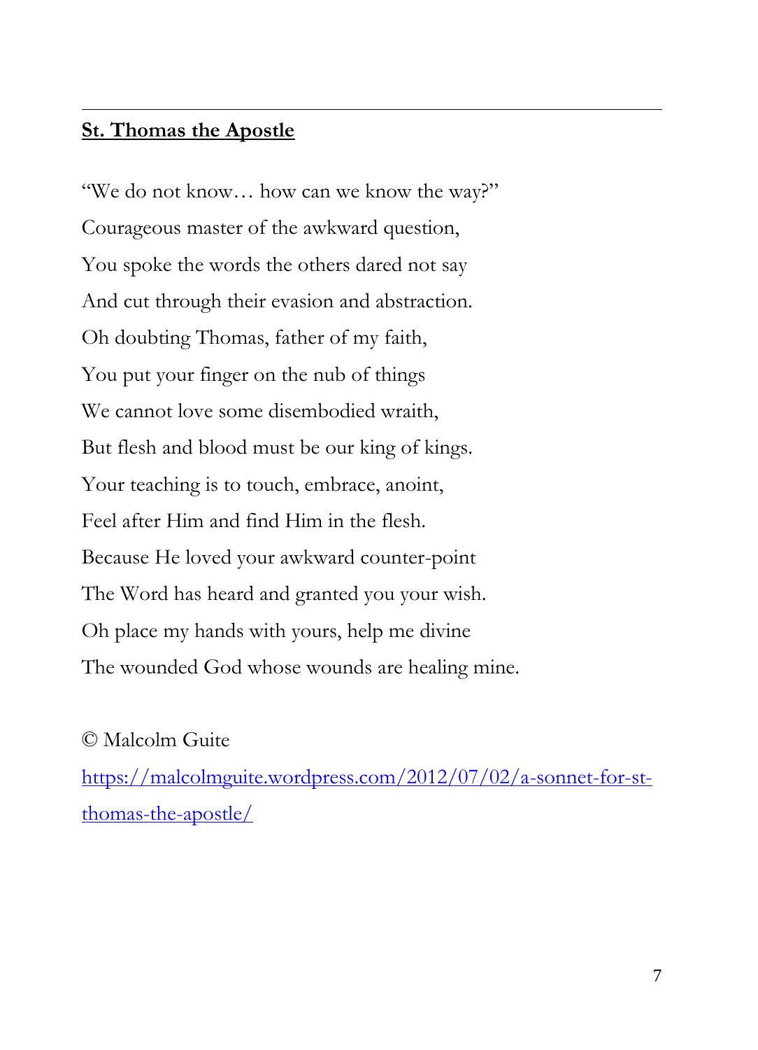---

**St. Thomas the Apostle**

"We do not know… how can we know the way?"

Courageous master of the awkward question,

You spoke the words the others dared not say

And cut through their evasion and abstraction.

Oh doubting Thomas, father of my faith,

You put your finger on the nub of things

We cannot love some disembodied wraith,

But flesh and blood must be our king of kings.

Your teaching is to touch, embrace, anoint,

Feel after Him and find Him in the flesh.

Because He loved your awkward counter-point

The Word has heard and granted you your wish.

Oh place my hands with yours, help me divine

The wounded God whose wounds are healing mine.

© Malcolm Guite

https://malcolmguite.wordpress.com/2012/07/02/a-sonnet-for-st-thomas-the-apostle/